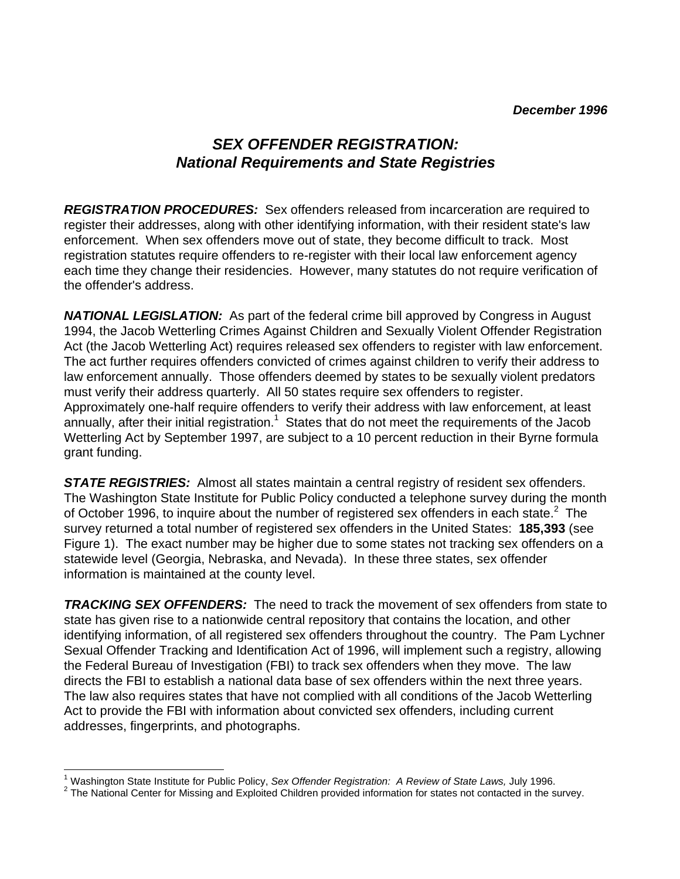*December 1996*

# *SEX OFFENDER REGISTRATION: National Requirements and State Registries*

***REGISTRATION PROCEDURES:*** Sex offenders released from incarceration are required to register their addresses, along with other identifying information, with their resident state's law enforcement. When sex offenders move out of state, they become difficult to track. Most registration statutes require offenders to re-register with their local law enforcement agency each time they change their residencies. However, many statutes do not require verification of the offender's address.

***NATIONAL LEGISLATION:*** As part of the federal crime bill approved by Congress in August 1994, the Jacob Wetterling Crimes Against Children and Sexually Violent Offender Registration Act (the Jacob Wetterling Act) requires released sex offenders to register with law enforcement. The act further requires offenders convicted of crimes against children to verify their address to law enforcement annually. Those offenders deemed by states to be sexually violent predators must verify their address quarterly. All 50 states require sex offenders to register. Approximately one-half require offenders to verify their address with law enforcement, at least annually, after their initial registration.[1] States that do not meet the requirements of the Jacob Wetterling Act by September 1997, are subject to a 10 percent reduction in their Byrne formula grant funding.

***STATE REGISTRIES:*** Almost all states maintain a central registry of resident sex offenders. The Washington State Institute for Public Policy conducted a telephone survey during the month of October 1996, to inquire about the number of registered sex offenders in each state.[2] The survey returned a total number of registered sex offenders in the United States: **185,393** (see Figure 1). The exact number may be higher due to some states not tracking sex offenders on a statewide level (Georgia, Nebraska, and Nevada). In these three states, sex offender information is maintained at the county level.

***TRACKING SEX OFFENDERS:*** The need to track the movement of sex offenders from state to state has given rise to a nationwide central repository that contains the location, and other identifying information, of all registered sex offenders throughout the country. The Pam Lychner Sexual Offender Tracking and Identification Act of 1996, will implement such a registry, allowing the Federal Bureau of Investigation (FBI) to track sex offenders when they move. The law directs the FBI to establish a national data base of sex offenders within the next three years. The law also requires states that have not complied with all conditions of the Jacob Wetterling Act to provide the FBI with information about convicted sex offenders, including current addresses, fingerprints, and photographs.

---

[1] Washington State Institute for Public Policy, *Sex Offender Registration: A Review of State Laws,* July 1996.

[2] The National Center for Missing and Exploited Children provided information for states not contacted in the survey.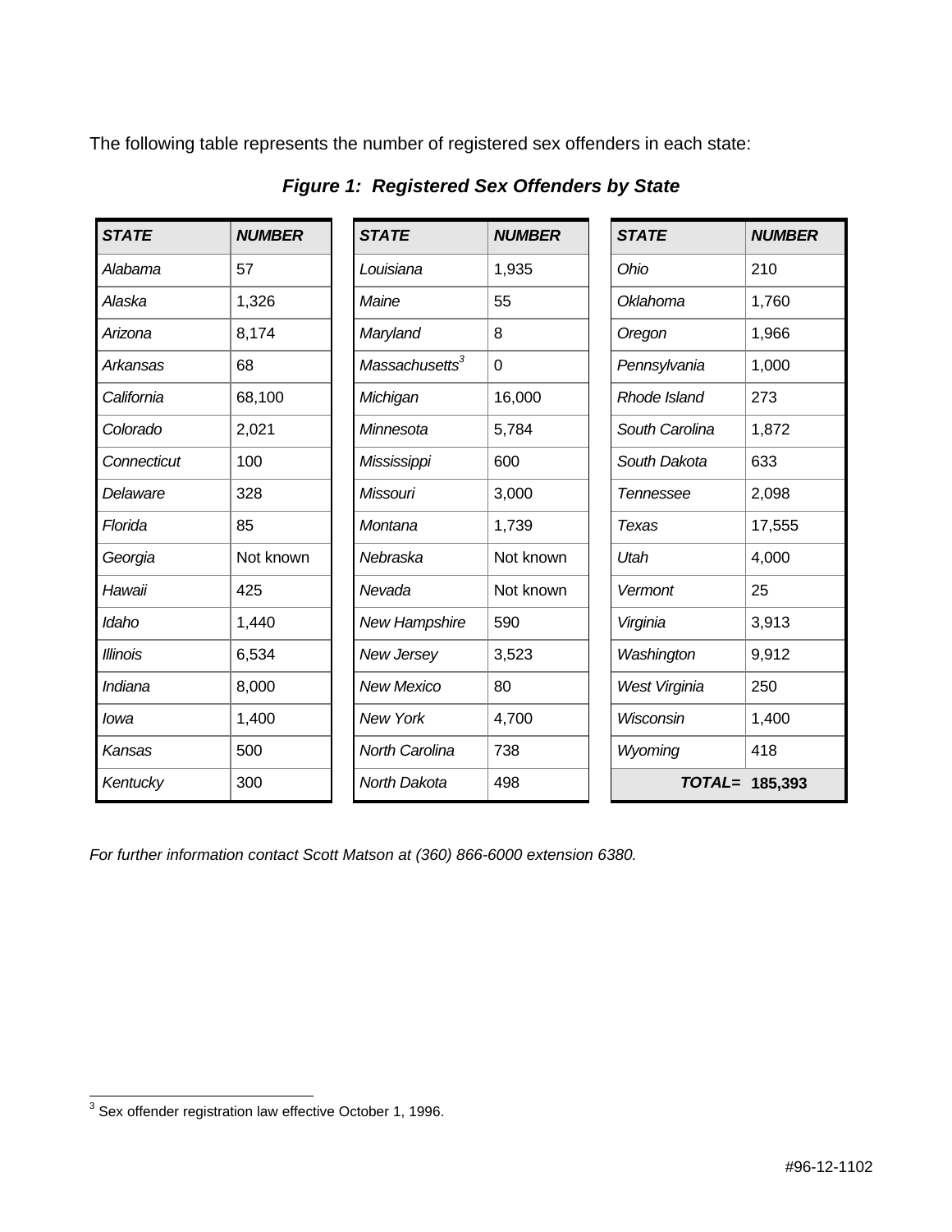The following table represents the number of registered sex offenders in each state:

***Figure 1: Registered Sex Offenders by State***

| STATE | NUMBER |
|---|---|
| *Alabama* | 57 |
| *Alaska* | 1,326 |
| *Arizona* | 8,174 |
| *Arkansas* | 68 |
| *California* | 68,100 |
| *Colorado* | 2,021 |
| *Connecticut* | 100 |
| *Delaware* | 328 |
| *Florida* | 85 |
| *Georgia* | Not known |
| *Hawaii* | 425 |
| *Idaho* | 1,440 |
| *Illinois* | 6,534 |
| *Indiana* | 8,000 |
| *Iowa* | 1,400 |
| *Kansas* | 500 |
| *Kentucky* | 300 |

| STATE | NUMBER |
|---|---|
| *Louisiana* | 1,935 |
| *Maine* | 55 |
| *Maryland* | 8 |
| *Massachusetts*[3] | 0 |
| *Michigan* | 16,000 |
| *Minnesota* | 5,784 |
| *Mississippi* | 600 |
| *Missouri* | 3,000 |
| *Montana* | 1,739 |
| *Nebraska* | Not known |
| *Nevada* | Not known |
| *New Hampshire* | 590 |
| *New Jersey* | 3,523 |
| *New Mexico* | 80 |
| *New York* | 4,700 |
| *North Carolina* | 738 |
| *North Dakota* | 498 |

| STATE | NUMBER |
|---|---|
| *Ohio* | 210 |
| *Oklahoma* | 1,760 |
| *Oregon* | 1,966 |
| *Pennsylvania* | 1,000 |
| *Rhode Island* | 273 |
| *South Carolina* | 1,872 |
| *South Dakota* | 633 |
| *Tennessee* | 2,098 |
| *Texas* | 17,555 |
| *Utah* | 4,000 |
| *Vermont* | 25 |
| *Virginia* | 3,913 |
| *Washington* | 9,912 |
| *West Virginia* | 250 |
| *Wisconsin* | 1,400 |
| *Wyoming* | 418 |
| ***TOTAL=*** | **185,393** |

*For further information contact Scott Matson at (360) 866-6000 extension 6380.*

[3] Sex offender registration law effective October 1, 1996.

#96-12-1102